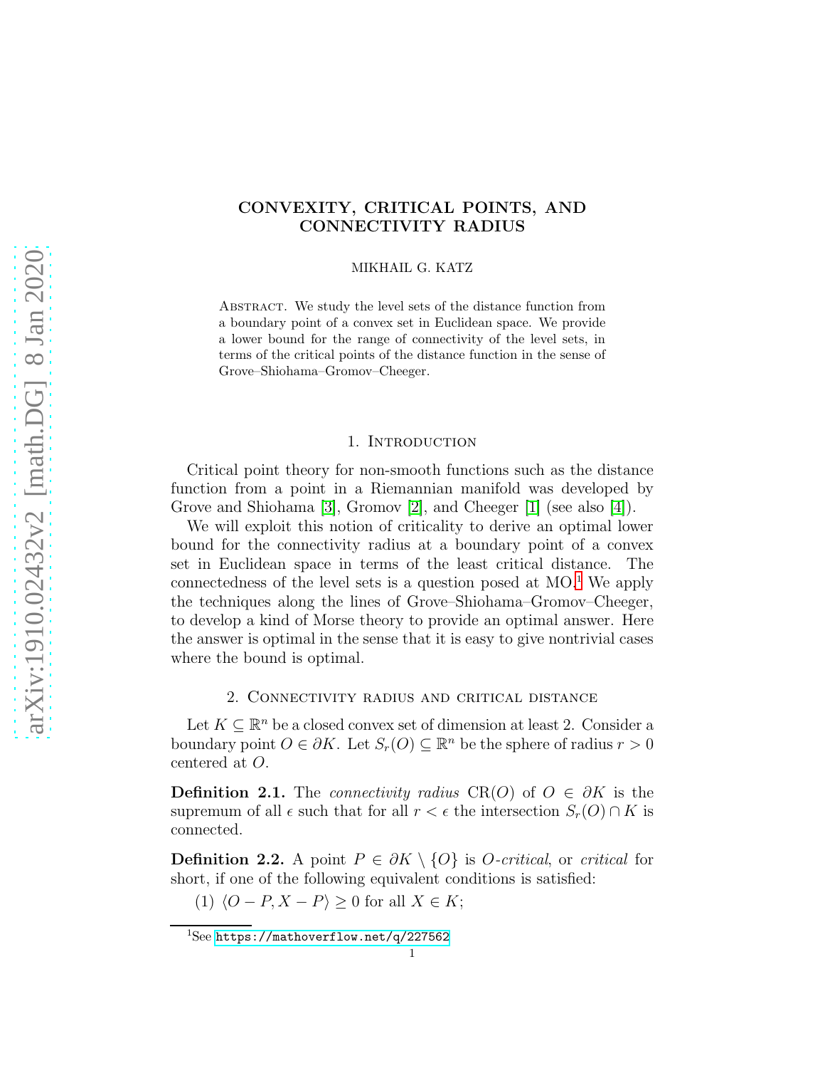# CONVEXITY, CRITICAL POINTS, AND CONNECTIVITY RADIUS

MIKHAIL G. KATZ

Abstract. We study the level sets of the distance function from a boundary point of a convex set in Euclidean space. We provide a lower bound for the range of connectivity of the level sets, in terms of the critical points of the distance function in the sense of Grove–Shiohama–Gromov–Cheeger.

## 1. Introduction

Critical point theory for non-smooth functions such as the distance function from a point in a Riemannian manifold was developed by Grove and Shiohama [3], Gromov [2], and Cheeger [1] (see also [4]).

We will exploit this notion of criticality to derive an optimal lower bound for the connectivity radius at a boundary point of a convex set in Euclidean space in terms of the least critical distance. The connectedness of the level sets is a question posed at MO.[1] We apply the techniques along the lines of Grove–Shiohama–Gromov–Cheeger, to develop a kind of Morse theory to provide an optimal answer. Here the answer is optimal in the sense that it is easy to give nontrivial cases where the bound is optimal.

## 2. Connectivity radius and critical distance

Let $K \subseteq \mathbb{R}^n$ be a closed convex set of dimension at least 2. Consider a boundary point $O \in \partial K$. Let $S_r(O) \subseteq \mathbb{R}^n$ be the sphere of radius $r > 0$ centered at $O$.

**Definition 2.1.** The *connectivity radius* $\mathrm{CR}(O)$ of $O \in \partial K$ is the supremum of all $\epsilon$ such that for all $r < \epsilon$ the intersection $S_r(O) \cap K$ is connected.

**Definition 2.2.** A point $P \in \partial K \setminus \{O\}$ is *O-critical*, or *critical* for short, if one of the following equivalent conditions is satisfied:

(1) $\langle O - P, X - P \rangle \geq 0$ for all $X \in K$;

[1] See https://mathoverflow.net/q/227562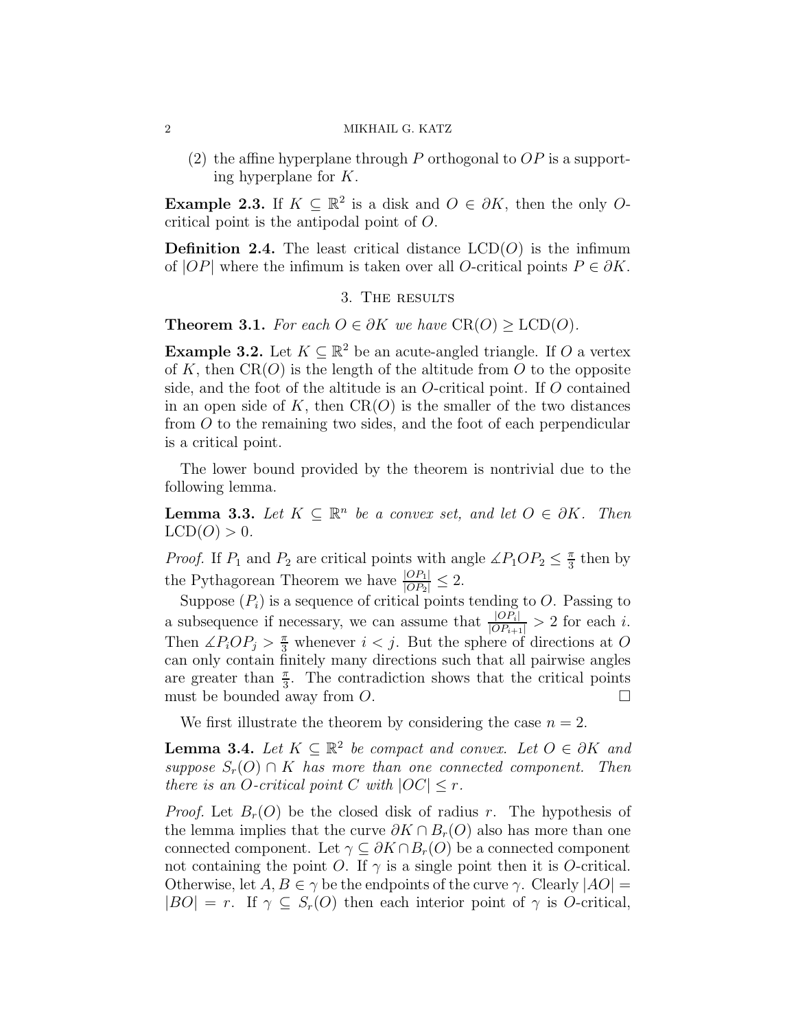(2) the affine hyperplane through $P$ orthogonal to $OP$ is a supporting hyperplane for $K$.

**Example 2.3.** If $K \subseteq \mathbb{R}^2$ is a disk and $O \in \partial K$, then the only $O$-critical point is the antipodal point of $O$.

**Definition 2.4.** The least critical distance $\mathrm{LCD}(O)$ is the infimum of $|OP|$ where the infimum is taken over all $O$-critical points $P \in \partial K$.

## 3. The results

**Theorem 3.1.** *For each $O \in \partial K$ we have $\mathrm{CR}(O) \geq \mathrm{LCD}(O)$.*

**Example 3.2.** Let $K \subseteq \mathbb{R}^2$ be an acute-angled triangle. If $O$ a vertex of $K$, then $\mathrm{CR}(O)$ is the length of the altitude from $O$ to the opposite side, and the foot of the altitude is an $O$-critical point. If $O$ contained in an open side of $K$, then $\mathrm{CR}(O)$ is the smaller of the two distances from $O$ to the remaining two sides, and the foot of each perpendicular is a critical point.

The lower bound provided by the theorem is nontrivial due to the following lemma.

**Lemma 3.3.** *Let $K \subseteq \mathbb{R}^n$ be a convex set, and let $O \in \partial K$. Then $\mathrm{LCD}(O) > 0$.*

*Proof.* If $P_1$ and $P_2$ are critical points with angle $\measuredangle P_1OP_2 \leq \frac{\pi}{3}$ then by the Pythagorean Theorem we have $\frac{|OP_1|}{|OP_2|} \leq 2$.

Suppose $(P_i)$ is a sequence of critical points tending to $O$. Passing to a subsequence if necessary, we can assume that $\frac{|OP_i|}{|OP_{i+1}|} > 2$ for each $i$. Then $\measuredangle P_iOP_j > \frac{\pi}{3}$ whenever $i < j$. But the sphere of directions at $O$ can only contain finitely many directions such that all pairwise angles are greater than $\frac{\pi}{3}$. The contradiction shows that the critical points must be bounded away from $O$. $\square$

We first illustrate the theorem by considering the case $n = 2$.

**Lemma 3.4.** *Let $K \subseteq \mathbb{R}^2$ be compact and convex. Let $O \in \partial K$ and suppose $S_r(O) \cap K$ has more than one connected component. Then there is an $O$-critical point $C$ with $|OC| \leq r$.*

*Proof.* Let $B_r(O)$ be the closed disk of radius $r$. The hypothesis of the lemma implies that the curve $\partial K \cap B_r(O)$ also has more than one connected component. Let $\gamma \subseteq \partial K \cap B_r(O)$ be a connected component not containing the point $O$. If $\gamma$ is a single point then it is $O$-critical. Otherwise, let $A, B \in \gamma$ be the endpoints of the curve $\gamma$. Clearly $|AO| = |BO| = r$. If $\gamma \subseteq S_r(O)$ then each interior point of $\gamma$ is $O$-critical,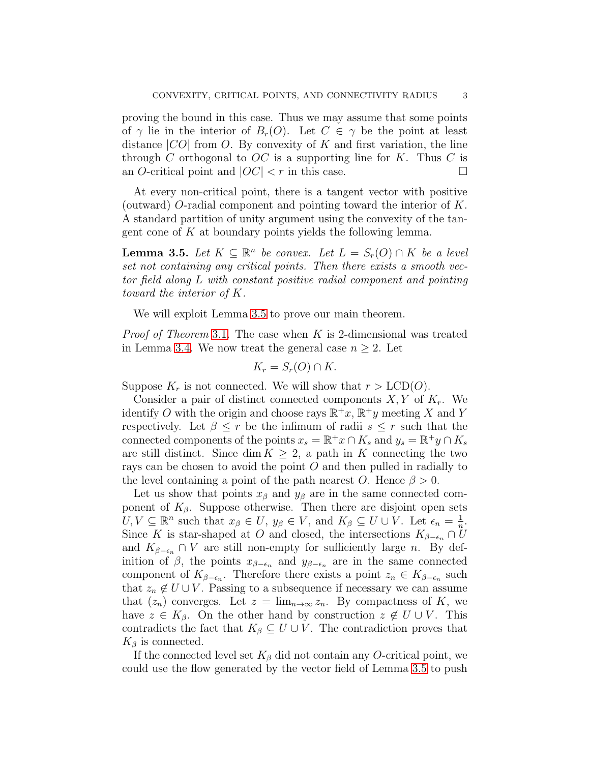proving the bound in this case. Thus we may assume that some points of $\gamma$ lie in the interior of $B_r(O)$. Let $C \in \gamma$ be the point at least distance $|CO|$ from $O$. By convexity of $K$ and first variation, the line through $C$ orthogonal to $OC$ is a supporting line for $K$. Thus $C$ is an $O$-critical point and $|OC| < r$ in this case. □

At every non-critical point, there is a tangent vector with positive (outward) $O$-radial component and pointing toward the interior of $K$. A standard partition of unity argument using the convexity of the tangent cone of $K$ at boundary points yields the following lemma.

**Lemma 3.5.** *Let $K \subseteq \mathbb{R}^n$ be convex. Let $L = S_r(O) \cap K$ be a level set not containing any critical points. Then there exists a smooth vector field along $L$ with constant positive radial component and pointing toward the interior of $K$.*

We will exploit Lemma 3.5 to prove our main theorem.

*Proof of Theorem* 3.1. The case when $K$ is 2-dimensional was treated in Lemma 3.4. We now treat the general case $n \geq 2$. Let

$$K_r = S_r(O) \cap K.$$

Suppose $K_r$ is not connected. We will show that $r > \mathrm{LCD}(O)$.

Consider a pair of distinct connected components $X, Y$ of $K_r$. We identify $O$ with the origin and choose rays $\mathbb{R}^+x$, $\mathbb{R}^+y$ meeting $X$ and $Y$ respectively. Let $\beta \leq r$ be the infimum of radii $s \leq r$ such that the connected components of the points $x_s = \mathbb{R}^+x \cap K_s$ and $y_s = \mathbb{R}^+y \cap K_s$ are still distinct. Since $\dim K \geq 2$, a path in $K$ connecting the two rays can be chosen to avoid the point $O$ and then pulled in radially to the level containing a point of the path nearest $O$. Hence $\beta > 0$.

Let us show that points $x_\beta$ and $y_\beta$ are in the same connected component of $K_\beta$. Suppose otherwise. Then there are disjoint open sets $U, V \subseteq \mathbb{R}^n$ such that $x_\beta \in U$, $y_\beta \in V$, and $K_\beta \subseteq U \cup V$. Let $\epsilon_n = \frac{1}{n}$. Since $K$ is star-shaped at $O$ and closed, the intersections $K_{\beta-\epsilon_n} \cap U$ and $K_{\beta-\epsilon_n} \cap V$ are still non-empty for sufficiently large $n$. By definition of $\beta$, the points $x_{\beta-\epsilon_n}$ and $y_{\beta-\epsilon_n}$ are in the same connected component of $K_{\beta-\epsilon_n}$. Therefore there exists a point $z_n \in K_{\beta-\epsilon_n}$ such that $z_n \notin U \cup V$. Passing to a subsequence if necessary we can assume that $(z_n)$ converges. Let $z = \lim_{n\to\infty} z_n$. By compactness of $K$, we have $z \in K_\beta$. On the other hand by construction $z \notin U \cup V$. This contradicts the fact that $K_\beta \subseteq U \cup V$. The contradiction proves that $K_\beta$ is connected.

If the connected level set $K_\beta$ did not contain any $O$-critical point, we could use the flow generated by the vector field of Lemma 3.5 to push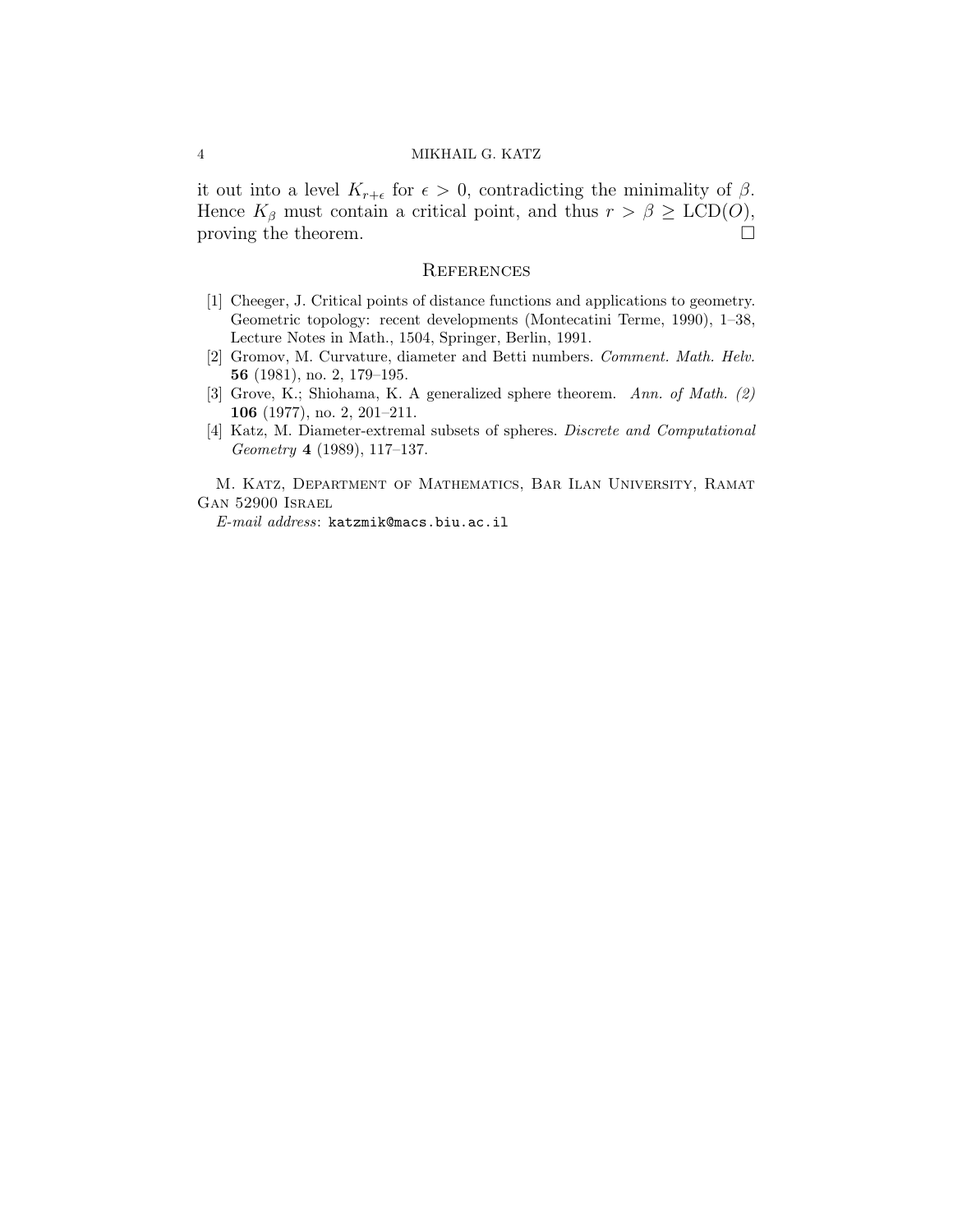it out into a level $K_{r+\epsilon}$ for $\epsilon > 0$, contradicting the minimality of $\beta$. Hence $K_\beta$ must contain a critical point, and thus $r > \beta \geq \mathrm{LCD}(O)$, proving the theorem. $\square$

## References

[1] Cheeger, J. Critical points of distance functions and applications to geometry. Geometric topology: recent developments (Montecatini Terme, 1990), 1–38, Lecture Notes in Math., 1504, Springer, Berlin, 1991.

[2] Gromov, M. Curvature, diameter and Betti numbers. *Comment. Math. Helv.* **56** (1981), no. 2, 179–195.

[3] Grove, K.; Shiohama, K. A generalized sphere theorem. *Ann. of Math. (2)* **106** (1977), no. 2, 201–211.

[4] Katz, M. Diameter-extremal subsets of spheres. *Discrete and Computational Geometry* **4** (1989), 117–137.

M. Katz, Department of Mathematics, Bar Ilan University, Ramat Gan 52900 Israel

*E-mail address*: katzmik@macs.biu.ac.il